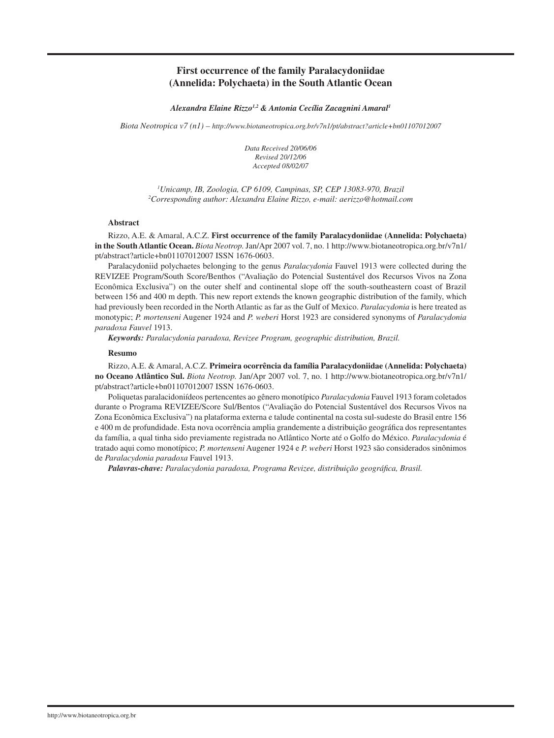# First occurrence of the family Paralacydoniidae (Annelida: Polychaeta) in the South Atlantic Ocean

***Alexandra Elaine Rizzo[1,2] & Antonia Cecília Zacagnini Amaral[1]***

*Biota Neotropica v7 (n1) – http://www.biotaneotropica.org.br/v7n1/pt/abstract?article+bn01107012007*

*Data Received 20/06/06*
*Revised 20/12/06*
*Accepted 08/02/07*

*[1]Unicamp, IB, Zoologia, CP 6109, Campinas, SP, CEP 13083-970, Brazil*
*[2]Corresponding author: Alexandra Elaine Rizzo, e-mail: aerizzo@hotmail.com*

### Abstract

Rizzo, A.E. & Amaral, A.C.Z. **First occurrence of the family Paralacydoniidae (Annelida: Polychaeta) in the South Atlantic Ocean.** *Biota Neotrop.* Jan/Apr 2007 vol. 7, no. 1 http://www.biotaneotropica.org.br/v7n1/pt/abstract?article+bn01107012007 ISSN 1676-0603.

Paralacydoniid polychaetes belonging to the genus *Paralacydonia* Fauvel 1913 were collected during the REVIZEE Program/South Score/Benthos ("Avaliação do Potencial Sustentável dos Recursos Vivos na Zona Econômica Exclusiva") on the outer shelf and continental slope off the south-southeastern coast of Brazil between 156 and 400 m depth. This new report extends the known geographic distribution of the family, which had previously been recorded in the North Atlantic as far as the Gulf of Mexico. *Paralacydonia* is here treated as monotypic; *P. mortenseni* Augener 1924 and *P. weberi* Horst 1923 are considered synonyms of *Paralacydonia paradoxa Fauvel* 1913.

***Keywords:*** *Paralacydonia paradoxa, Revizee Program, geographic distribution, Brazil.*

### Resumo

Rizzo, A.E. & Amaral, A.C.Z. **Primeira ocorrência da família Paralacydoniidae (Annelida: Polychaeta) no Oceano Atlântico Sul.** *Biota Neotrop.* Jan/Apr 2007 vol. 7, no. 1 http://www.biotaneotropica.org.br/v7n1/pt/abstract?article+bn01107012007 ISSN 1676-0603.

Poliquetas paralacidoniídeos pertencentes ao gênero monotípico *Paralacydonia* Fauvel 1913 foram coletados durante o Programa REVIZEE/Score Sul/Bentos ("Avaliação do Potencial Sustentável dos Recursos Vivos na Zona Econômica Exclusiva") na plataforma externa e talude continental na costa sul-sudeste do Brasil entre 156 e 400 m de profundidade. Esta nova ocorrência amplia grandemente a distribuição geográfica dos representantes da família, a qual tinha sido previamente registrada no Atlântico Norte até o Golfo do México. *Paralacydonia* é tratado aqui como monotípico; *P. mortenseni* Augener 1924 e *P. weberi* Horst 1923 são considerados sinônimos de *Paralacydonia paradoxa* Fauvel 1913.

***Palavras-chave:*** *Paralacydonia paradoxa, Programa Revizee, distribuição geográfica, Brasil.*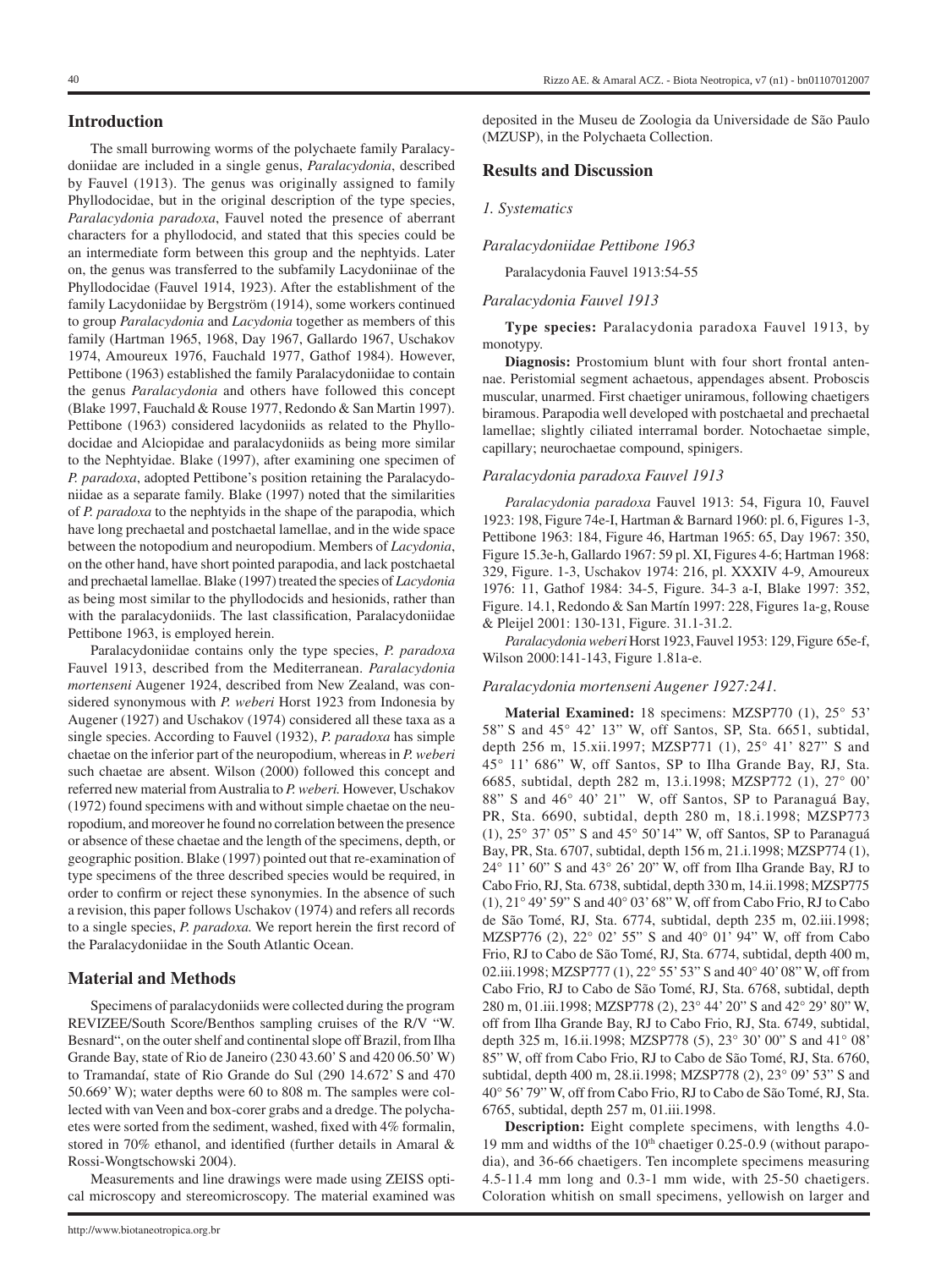## Introduction

The small burrowing worms of the polychaete family Paralacydoniidae are included in a single genus, *Paralacydonia*, described by Fauvel (1913). The genus was originally assigned to family Phyllodocidae, but in the original description of the type species, *Paralacydonia paradoxa*, Fauvel noted the presence of aberrant characters for a phyllodocid, and stated that this species could be an intermediate form between this group and the nephtyids. Later on, the genus was transferred to the subfamily Lacydoniinae of the Phyllodocidae (Fauvel 1914, 1923). After the establishment of the family Lacydoniidae by Bergström (1914), some workers continued to group *Paralacydonia* and *Lacydonia* together as members of this family (Hartman 1965, 1968, Day 1967, Gallardo 1967, Uschakov 1974, Amoureux 1976, Fauchald 1977, Gathof 1984). However, Pettibone (1963) established the family Paralacydoniidae to contain the genus *Paralacydonia* and others have followed this concept (Blake 1997, Fauchald & Rouse 1977, Redondo & San Martin 1997). Pettibone (1963) considered lacydoniids as related to the Phyllodocidae and Alciopidae and paralacydoniids as being more similar to the Nephtyidae. Blake (1997), after examining one specimen of *P. paradoxa*, adopted Pettibone's position retaining the Paralacydoniidae as a separate family. Blake (1997) noted that the similarities of *P. paradoxa* to the nephtyids in the shape of the parapodia, which have long prechaetal and postchaetal lamellae, and in the wide space between the notopodium and neuropodium. Members of *Lacydonia*, on the other hand, have short pointed parapodia, and lack postchaetal and prechaetal lamellae. Blake (1997) treated the species of *Lacydonia* as being most similar to the phyllodocids and hesionids, rather than with the paralacydoniids. The last classification, Paralacydoniidae Pettibone 1963, is employed herein.

Paralacydoniidae contains only the type species, *P. paradoxa* Fauvel 1913, described from the Mediterranean. *Paralacydonia mortenseni* Augener 1924, described from New Zealand, was considered synonymous with *P. weberi* Horst 1923 from Indonesia by Augener (1927) and Uschakov (1974) considered all these taxa as a single species. According to Fauvel (1932), *P. paradoxa* has simple chaetae on the inferior part of the neuropodium, whereas in *P. weberi* such chaetae are absent. Wilson (2000) followed this concept and referred new material from Australia to *P. weberi.* However, Uschakov (1972) found specimens with and without simple chaetae on the neuropodium, and moreover he found no correlation between the presence or absence of these chaetae and the length of the specimens, depth, or geographic position. Blake (1997) pointed out that re-examination of type specimens of the three described species would be required, in order to confirm or reject these synonymies. In the absence of such a revision, this paper follows Uschakov (1974) and refers all records to a single species, *P. paradoxa.* We report herein the first record of the Paralacydoniidae in the South Atlantic Ocean.

## Material and Methods

Specimens of paralacydoniids were collected during the program REVIZEE/South Score/Benthos sampling cruises of the R/V "W. Besnard", on the outer shelf and continental slope off Brazil, from Ilha Grande Bay, state of Rio de Janeiro (230 43.60' S and 420 06.50' W) to Tramandaí, state of Rio Grande do Sul (290 14.672' S and 470 50.669' W); water depths were 60 to 808 m. The samples were collected with van Veen and box-corer grabs and a dredge. The polychaetes were sorted from the sediment, washed, fixed with 4% formalin, stored in 70% ethanol, and identified (further details in Amaral & Rossi-Wongtschowski 2004).

Measurements and line drawings were made using ZEISS optical microscopy and stereomicroscopy. The material examined was deposited in the Museu de Zoologia da Universidade de São Paulo (MZUSP), in the Polychaeta Collection.

## Results and Discussion

### *1. Systematics*

*Paralacydoniidae Pettibone 1963*

Paralacydonia Fauvel 1913:54-55

*Paralacydonia Fauvel 1913*

**Type species:** Paralacydonia paradoxa Fauvel 1913, by monotypy.

**Diagnosis:** Prostomium blunt with four short frontal antennae. Peristomial segment achaetous, appendages absent. Proboscis muscular, unarmed. First chaetiger uniramous, following chaetigers biramous. Parapodia well developed with postchaetal and prechaetal lamellae; slightly ciliated interramal border. Notochaetae simple, capillary; neurochaetae compound, spinigers.

*Paralacydonia paradoxa Fauvel 1913*

*Paralacydonia paradoxa* Fauvel 1913: 54, Figura 10, Fauvel 1923: 198, Figure 74e-I, Hartman & Barnard 1960: pl. 6, Figures 1-3, Pettibone 1963: 184, Figure 46, Hartman 1965: 65, Day 1967: 350, Figure 15.3e-h, Gallardo 1967: 59 pl. XI, Figures 4-6; Hartman 1968: 329, Figure. 1-3, Uschakov 1974: 216, pl. XXXIV 4-9, Amoureux 1976: 11, Gathof 1984: 34-5, Figure. 34-3 a-I, Blake 1997: 352, Figure. 14.1, Redondo & San Martín 1997: 228, Figures 1a-g, Rouse & Pleijel 2001: 130-131, Figure. 31.1-31.2.

*Paralacydonia weberi* Horst 1923, Fauvel 1953: 129, Figure 65e-f, Wilson 2000:141-143, Figure 1.81a-e.

*Paralacydonia mortenseni Augener 1927:241.*

**Material Examined:** 18 specimens: MZSP770 (1), 25° 53' 58" S and 45° 42' 13" W, off Santos, SP, Sta. 6651, subtidal, depth 256 m, 15.xii.1997; MZSP771 (1), 25° 41' 827" S and 45° 11' 686" W, off Santos, SP to Ilha Grande Bay, RJ, Sta. 6685, subtidal, depth 282 m, 13.i.1998; MZSP772 (1), 27° 00' 88" S and 46° 40' 21" W, off Santos, SP to Paranaguá Bay, PR, Sta. 6690, subtidal, depth 280 m, 18.i.1998; MZSP773 (1), 25° 37' 05" S and 45° 50'14" W, off Santos, SP to Paranaguá Bay, PR, Sta. 6707, subtidal, depth 156 m, 21.i.1998; MZSP774 (1), 24° 11' 60" S and 43° 26' 20" W, off from Ilha Grande Bay, RJ to Cabo Frio, RJ, Sta. 6738, subtidal, depth 330 m, 14.ii.1998; MZSP775 (1), 21° 49' 59" S and 40° 03' 68" W, off from Cabo Frio, RJ to Cabo de São Tomé, RJ, Sta. 6774, subtidal, depth 235 m, 02.iii.1998; MZSP776 (2), 22° 02' 55" S and 40° 01' 94" W, off from Cabo Frio, RJ to Cabo de São Tomé, RJ, Sta. 6774, subtidal, depth 400 m, 02.iii.1998; MZSP777 (1), 22° 55' 53" S and 40° 40' 08" W, off from Cabo Frio, RJ to Cabo de São Tomé, RJ, Sta. 6768, subtidal, depth 280 m, 01.iii.1998; MZSP778 (2), 23° 44' 20" S and 42° 29' 80" W, off from Ilha Grande Bay, RJ to Cabo Frio, RJ, Sta. 6749, subtidal, depth 325 m, 16.ii.1998; MZSP778 (5), 23° 30' 00" S and 41° 08' 85" W, off from Cabo Frio, RJ to Cabo de São Tomé, RJ, Sta. 6760, subtidal, depth 400 m, 28.ii.1998; MZSP778 (2), 23° 09' 53" S and 40° 56' 79" W, off from Cabo Frio, RJ to Cabo de São Tomé, RJ, Sta. 6765, subtidal, depth 257 m, 01.iii.1998.

**Description:** Eight complete specimens, with lengths 4.0-19 mm and widths of the 10th chaetiger 0.25-0.9 (without parapodia), and 36-66 chaetigers. Ten incomplete specimens measuring 4.5-11.4 mm long and 0.3-1 mm wide, with 25-50 chaetigers. Coloration whitish on small specimens, yellowish on larger and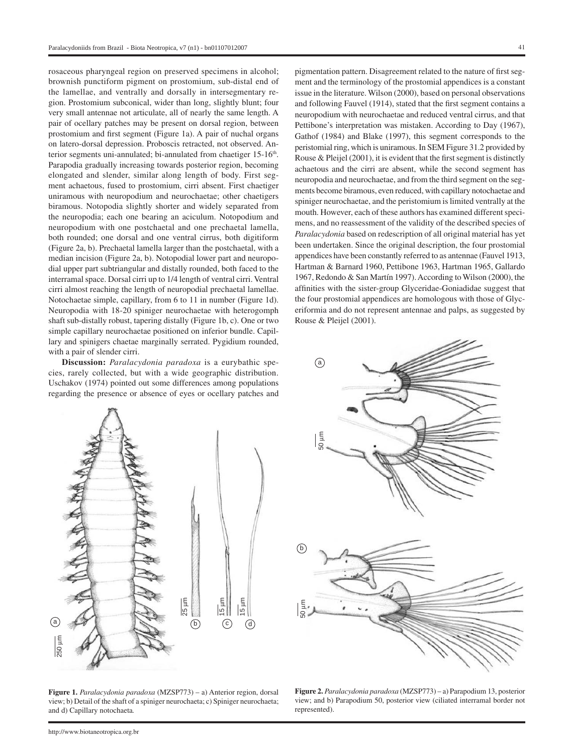rosaceous pharyngeal region on preserved specimens in alcohol; brownish punctiform pigment on prostomium, sub-distal end of the lamellae, and ventrally and dorsally in intersegmentary region. Prostomium subconical, wider than long, slightly blunt; four very small antennae not articulate, all of nearly the same length. A pair of ocellary patches may be present on dorsal region, between prostomium and first segment (Figure 1a). A pair of nuchal organs on latero-dorsal depression. Proboscis retracted, not observed. Anterior segments uni-annulated; bi-annulated from chaetiger 15-16th. Parapodia gradually increasing towards posterior region, becoming elongated and slender, similar along length of body. First segment achaetous, fused to prostomium, cirri absent. First chaetiger uniramous with neuropodium and neurochaetae; other chaetigers biramous. Notopodia slightly shorter and widely separated from the neuropodia; each one bearing an aciculum. Notopodium and neuropodium with one postchaetal and one prechaetal lamella, both rounded; one dorsal and one ventral cirrus, both digitiform (Figure 2a, b). Prechaetal lamella larger than the postchaetal, with a median incision (Figure 2a, b). Notopodial lower part and neuropodial upper part subtriangular and distally rounded, both faced to the interramal space. Dorsal cirri up to 1/4 length of ventral cirri. Ventral cirri almost reaching the length of neuropodial prechaetal lamellae. Notochaetae simple, capillary, from 6 to 11 in number (Figure 1d). Neuropodia with 18-20 spiniger neurochaetae with heterogomph shaft sub-distally robust, tapering distally (Figure 1b, c). One or two simple capillary neurochaetae positioned on inferior bundle. Capillary and spinigers chaetae marginally serrated. Pygidium rounded, with a pair of slender cirri.

**Discussion:** *Paralacydonia paradoxa* is a eurybathic species, rarely collected, but with a wide geographic distribution. Uschakov (1974) pointed out some differences among populations regarding the presence or absence of eyes or ocellary patches and pigmentation pattern. Disagreement related to the nature of first segment and the terminology of the prostomial appendices is a constant issue in the literature. Wilson (2000), based on personal observations and following Fauvel (1914), stated that the first segment contains a neuropodium with neurochaetae and reduced ventral cirrus, and that Pettibone's interpretation was mistaken. According to Day (1967), Gathof (1984) and Blake (1997), this segment corresponds to the peristomial ring, which is uniramous. In SEM Figure 31.2 provided by Rouse & Pleijel (2001), it is evident that the first segment is distinctly achaetous and the cirri are absent, while the second segment has neuropodia and neurochaetae, and from the third segment on the segments become biramous, even reduced, with capillary notochaetae and spiniger neurochaetae, and the peristomium is limited ventrally at the mouth. However, each of these authors has examined different specimens, and no reassessment of the validity of the described species of *Paralacydonia* based on redescription of all original material has yet been undertaken. Since the original description, the four prostomial appendices have been constantly referred to as antennae (Fauvel 1913, Hartman & Barnard 1960, Pettibone 1963, Hartman 1965, Gallardo 1967, Redondo & San Martín 1997). According to Wilson (2000), the affinities with the sister-group Glyceridae-Goniadidae suggest that the four prostomial appendices are homologous with those of Glyceriformia and do not represent antennae and palps, as suggested by Rouse & Pleijel (2001).

a
250 µm
b
25 µm
c
15 µm
d
15 µm

**Figure 1.** *Paralacydonia paradoxa* (MZSP773) – a) Anterior region, dorsal view; b) Detail of the shaft of a spiniger neurochaeta; c) Spiniger neurochaeta; and d) Capillary notochaeta.

a
50 µm
b
50 µm

**Figure 2.** *Paralacydonia paradoxa* (MZSP773) – a) Parapodium 13, posterior view; and b) Parapodium 50, posterior view (ciliated interramal border not represented).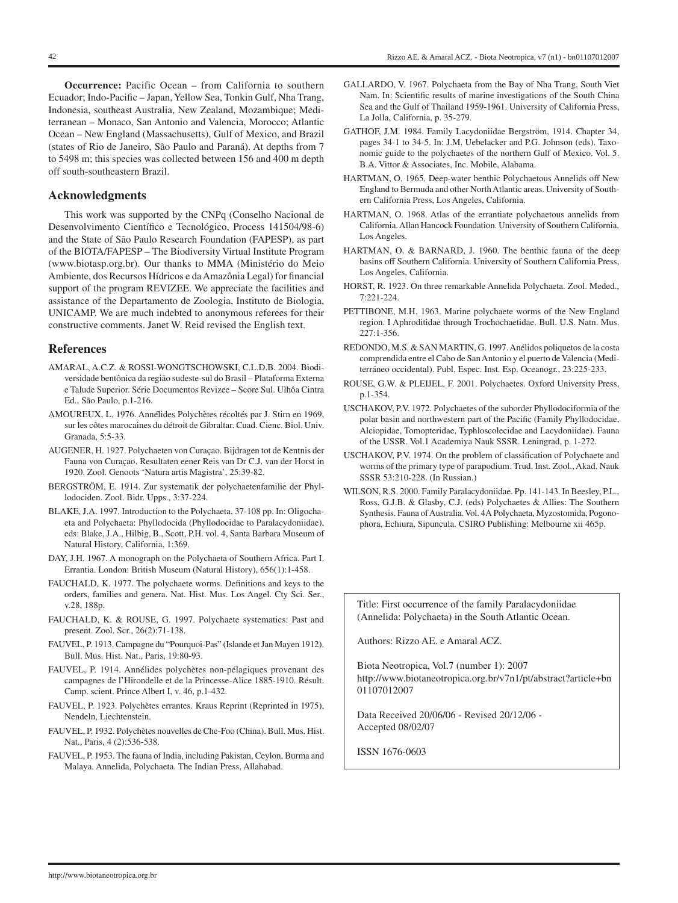**Occurrence:** Pacific Ocean – from California to southern Ecuador; Indo-Pacific – Japan, Yellow Sea, Tonkin Gulf, Nha Trang, Indonesia, southeast Australia, New Zealand, Mozambique; Mediterranean – Monaco, San Antonio and Valencia, Morocco; Atlantic Ocean – New England (Massachusetts), Gulf of Mexico, and Brazil (states of Rio de Janeiro, São Paulo and Paraná). At depths from 7 to 5498 m; this species was collected between 156 and 400 m depth off south-southeastern Brazil.

## Acknowledgments

This work was supported by the CNPq (Conselho Nacional de Desenvolvimento Científico e Tecnológico, Process 141504/98-6) and the State of São Paulo Research Foundation (FAPESP), as part of the BIOTA/FAPESP – The Biodiversity Virtual Institute Program (www.biotasp.org.br). Our thanks to MMA (Ministério do Meio Ambiente, dos Recursos Hídricos e da Amazônia Legal) for financial support of the program REVIZEE. We appreciate the facilities and assistance of the Departamento de Zoologia, Instituto de Biologia, UNICAMP. We are much indebted to anonymous referees for their constructive comments. Janet W. Reid revised the English text.

## References

AMARAL, A.C.Z. & ROSSI-WONGTSCHOWSKI, C.L.D.B. 2004. Biodiversidade bentônica da região sudeste-sul do Brasil – Plataforma Externa e Talude Superior. Série Documentos Revizee – Score Sul. Ulhôa Cintra Ed., São Paulo, p.1-216.

AMOUREUX, L. 1976. Annélides Polychètes récoltés par J. Stirn en 1969, sur les côtes marocaines du détroit de Gibraltar. Cuad. Cienc. Biol. Univ. Granada, 5:5-33.

AUGENER, H. 1927. Polychaeten von Curaçao. Bijdragen tot de Kentnis der Fauna von Curaçao. Resultaten eener Reis van Dr C.J. van der Horst in 1920. Zool. Genoots 'Natura artis Magistra', 25:39-82.

BERGSTRÖM, E. 1914. Zur systematik der polychaetenfamilie der Phyllodociden. Zool. Bidr. Upps., 3:37-224.

BLAKE, J.A. 1997. Introduction to the Polychaeta, 37-108 pp. In: Oligochaeta and Polychaeta: Phyllodocida (Phyllodocidae to Paralacydoniidae), eds: Blake, J.A., Hilbig, B., Scott, P.H. vol. 4, Santa Barbara Museum of Natural History, California, 1:369.

DAY, J.H. 1967. A monograph on the Polychaeta of Southern Africa. Part I. Errantia. London: British Museum (Natural History), 656(1):1-458.

FAUCHALD, K. 1977. The polychaete worms. Definitions and keys to the orders, families and genera. Nat. Hist. Mus. Los Angel. Cty Sci. Ser., v.28, 188p.

FAUCHALD, K. & ROUSE, G. 1997. Polychaete systematics: Past and present. Zool. Scr., 26(2):71-138.

FAUVEL, P. 1913. Campagne du "Pourquoi-Pas" (Islande et Jan Mayen 1912). Bull. Mus. Hist. Nat., Paris, 19:80-93.

FAUVEL, P. 1914. Annélides polychètes non-pélagiques provenant des campagnes de l'Hirondelle et de la Princesse-Alice 1885-1910. Résult. Camp. scient. Prince Albert I, v. 46, p.1-432.

FAUVEL, P. 1923. Polychètes errantes. Kraus Reprint (Reprinted in 1975), Nendeln, Liechtenstein.

FAUVEL, P. 1932. Polychètes nouvelles de Che-Foo (China). Bull. Mus. Hist. Nat., Paris, 4 (2):536-538.

FAUVEL, P. 1953. The fauna of India, including Pakistan, Ceylon, Burma and Malaya. Annelida, Polychaeta. The Indian Press, Allahabad.

GALLARDO, V. 1967. Polychaeta from the Bay of Nha Trang, South Viet Nam. In: Scientific results of marine investigations of the South China Sea and the Gulf of Thailand 1959-1961. University of California Press, La Jolla, California, p. 35-279.

GATHOF, J.M. 1984. Family Lacydoniidae Bergström, 1914. Chapter 34, pages 34-1 to 34-5. In: J.M. Uebelacker and P.G. Johnson (eds). Taxonomic guide to the polychaetes of the northern Gulf of Mexico. Vol. 5. B.A. Vittor & Associates, Inc. Mobile, Alabama.

HARTMAN, O. 1965. Deep-water benthic Polychaetous Annelids off New England to Bermuda and other North Atlantic areas. University of Southern California Press, Los Angeles, California.

HARTMAN, O. 1968. Atlas of the errantiate polychaetous annelids from California. Allan Hancock Foundation. University of Southern California, Los Angeles.

HARTMAN, O. & BARNARD, J. 1960. The benthic fauna of the deep basins off Southern California. University of Southern California Press, Los Angeles, California.

HORST, R. 1923. On three remarkable Annelida Polychaeta. Zool. Meded., 7:221-224.

PETTIBONE, M.H. 1963. Marine polychaete worms of the New England region. I Aphroditidae through Trochochaetidae. Bull. U.S. Natn. Mus. 227:1-356.

REDONDO, M.S. & SAN MARTIN, G. 1997. Anélidos poliquetos de la costa comprendida entre el Cabo de San Antonio y el puerto de Valencia (Mediterráneo occidental). Publ. Espec. Inst. Esp. Oceanogr., 23:225-233.

ROUSE, G.W. & PLEIJEL, F. 2001. Polychaetes. Oxford University Press, p.1-354.

USCHAKOV, P.V. 1972. Polychaetes of the suborder Phyllodociformia of the polar basin and northwestern part of the Pacific (Family Phyllodocidae, Alciopidae, Tomopteridae, Typhloscolecidae and Lacydoniidae). Fauna of the USSR. Vol.1 Academiya Nauk SSSR. Leningrad, p. 1-272.

USCHAKOV, P.V. 1974. On the problem of classification of Polychaete and worms of the primary type of parapodium. Trud. Inst. Zool., Akad. Nauk SSSR 53:210-228. (In Russian.)

WILSON, R.S. 2000. Family Paralacydoniidae. Pp. 141-143. In Beesley, P.L., Ross, G.J.B. & Glasby, C.J. (eds) Polychaetes & Allies: The Southern Synthesis. Fauna of Australia. Vol. 4A Polychaeta, Myzostomida, Pogonophora, Echiura, Sipuncula. CSIRO Publishing: Melbourne xii 465p.

Title: First occurrence of the family Paralacydoniidae (Annelida: Polychaeta) in the South Atlantic Ocean.

Authors: Rizzo AE. e Amaral ACZ.

Biota Neotropica, Vol.7 (number 1): 2007
http://www.biotaneotropica.org.br/v7n1/pt/abstract?article+bn01107012007

Data Received 20/06/06 - Revised 20/12/06 - Accepted 08/02/07

ISSN 1676-0603